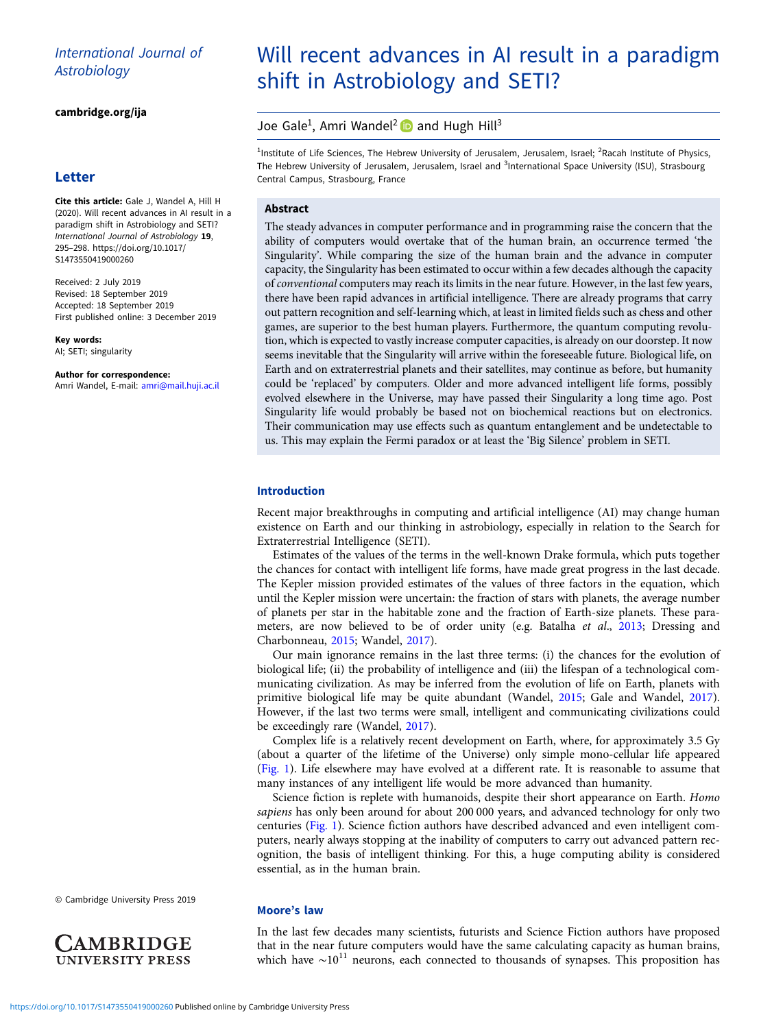# Will recent advances in AI result in a paradigm shift in Astrobiology and SETI?

Joe Gale[1], Amri Wandel[2] and Hugh Hill[3]

[1]Institute of Life Sciences, The Hebrew University of Jerusalem, Jerusalem, Israel; [2]Racah Institute of Physics, The Hebrew University of Jerusalem, Jerusalem, Israel and [3]International Space University (ISU), Strasbourg Central Campus, Strasbourg, France

**Letter**

**Cite this article:** Gale J, Wandel A, Hill H (2020). Will recent advances in AI result in a paradigm shift in Astrobiology and SETI? *International Journal of Astrobiology* **19**, 295–298. https://doi.org/10.1017/S1473550419000260

Received: 2 July 2019
Revised: 18 September 2019
Accepted: 18 September 2019
First published online: 3 December 2019

**Key words:**
AI; SETI; singularity

**Author for correspondence:**
Amri Wandel, E-mail: amri@mail.huji.ac.il

© Cambridge University Press 2019

## Abstract

The steady advances in computer performance and in programming raise the concern that the ability of computers would overtake that of the human brain, an occurrence termed 'the Singularity'. While comparing the size of the human brain and the advance in computer capacity, the Singularity has been estimated to occur within a few decades although the capacity of *conventional* computers may reach its limits in the near future. However, in the last few years, there have been rapid advances in artificial intelligence. There are already programs that carry out pattern recognition and self-learning which, at least in limited fields such as chess and other games, are superior to the best human players. Furthermore, the quantum computing revolution, which is expected to vastly increase computer capacities, is already on our doorstep. It now seems inevitable that the Singularity will arrive within the foreseeable future. Biological life, on Earth and on extraterrestrial planets and their satellites, may continue as before, but humanity could be 'replaced' by computers. Older and more advanced intelligent life forms, possibly evolved elsewhere in the Universe, may have passed their Singularity a long time ago. Post Singularity life would probably be based not on biochemical reactions but on electronics. Their communication may use effects such as quantum entanglement and be undetectable to us. This may explain the Fermi paradox or at least the 'Big Silence' problem in SETI.

## Introduction

Recent major breakthroughs in computing and artificial intelligence (AI) may change human existence on Earth and our thinking in astrobiology, especially in relation to the Search for Extraterrestrial Intelligence (SETI).

Estimates of the values of the terms in the well-known Drake formula, which puts together the chances for contact with intelligent life forms, have made great progress in the last decade. The Kepler mission provided estimates of the values of three factors in the equation, which until the Kepler mission were uncertain: the fraction of stars with planets, the average number of planets per star in the habitable zone and the fraction of Earth-size planets. These parameters, are now believed to be of order unity (e.g. Batalha *et al*., 2013; Dressing and Charbonneau, 2015; Wandel, 2017).

Our main ignorance remains in the last three terms: (i) the chances for the evolution of biological life; (ii) the probability of intelligence and (iii) the lifespan of a technological communicating civilization. As may be inferred from the evolution of life on Earth, planets with primitive biological life may be quite abundant (Wandel, 2015; Gale and Wandel, 2017). However, if the last two terms were small, intelligent and communicating civilizations could be exceedingly rare (Wandel, 2017).

Complex life is a relatively recent development on Earth, where, for approximately 3.5 Gy (about a quarter of the lifetime of the Universe) only simple mono-cellular life appeared (Fig. 1). Life elsewhere may have evolved at a different rate. It is reasonable to assume that many instances of any intelligent life would be more advanced than humanity.

Science fiction is replete with humanoids, despite their short appearance on Earth. *Homo sapiens* has only been around for about 200 000 years, and advanced technology for only two centuries (Fig. 1). Science fiction authors have described advanced and even intelligent computers, nearly always stopping at the inability of computers to carry out advanced pattern recognition, the basis of intelligent thinking. For this, a huge computing ability is considered essential, as in the human brain.

## Moore's law

In the last few decades many scientists, futurists and Science Fiction authors have proposed that in the near future computers would have the same calculating capacity as human brains, which have $\sim 10^{11}$ neurons, each connected to thousands of synapses. This proposition has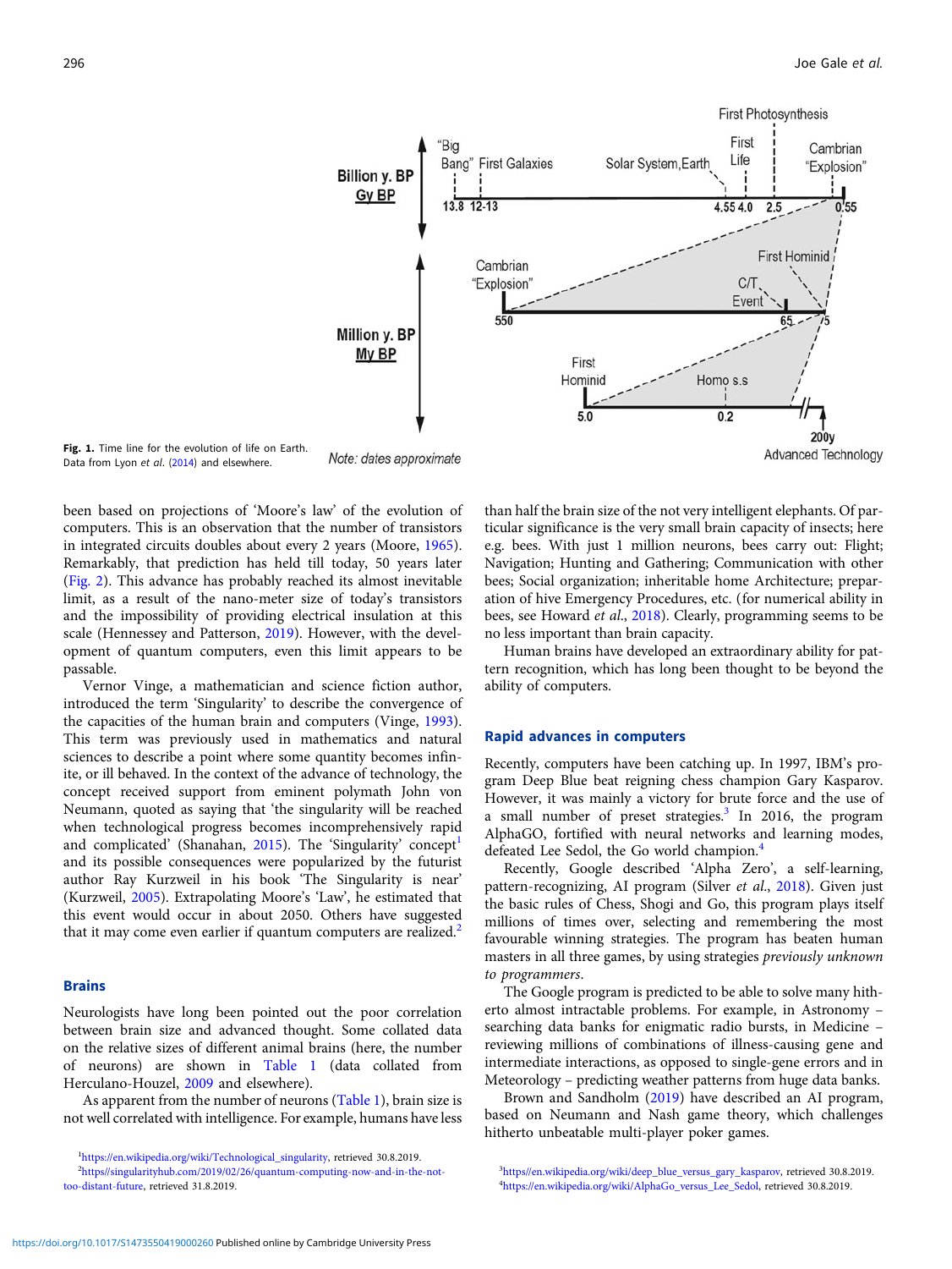Fig. 1. Time line for the evolution of life on Earth. Data from Lyon *et al.* (2014) and elsewhere.

been based on projections of 'Moore's law' of the evolution of computers. This is an observation that the number of transistors in integrated circuits doubles about every 2 years (Moore, 1965). Remarkably, that prediction has held till today, 50 years later (Fig. 2). This advance has probably reached its almost inevitable limit, as a result of the nano-meter size of today's transistors and the impossibility of providing electrical insulation at this scale (Hennessey and Patterson, 2019). However, with the development of quantum computers, even this limit appears to be passable.

Vernor Vinge, a mathematician and science fiction author, introduced the term 'Singularity' to describe the convergence of the capacities of the human brain and computers (Vinge, 1993). This term was previously used in mathematics and natural sciences to describe a point where some quantity becomes infinite, or ill behaved. In the context of the advance of technology, the concept received support from eminent polymath John von Neumann, quoted as saying that 'the singularity will be reached when technological progress becomes incomprehensively rapid and complicated' (Shanahan, 2015). The 'Singularity' concept[1] and its possible consequences were popularized by the futurist author Ray Kurzweil in his book 'The Singularity is near' (Kurzweil, 2005). Extrapolating Moore's 'Law', he estimated that this event would occur in about 2050. Others have suggested that it may come even earlier if quantum computers are realized.[2]

## Brains

Neurologists have long been pointed out the poor correlation between brain size and advanced thought. Some collated data on the relative sizes of different animal brains (here, the number of neurons) are shown in Table 1 (data collated from Herculano-Houzel, 2009 and elsewhere).

As apparent from the number of neurons (Table 1), brain size is not well correlated with intelligence. For example, humans have less than half the brain size of the not very intelligent elephants. Of particular significance is the very small brain capacity of insects; here e.g. bees. With just 1 million neurons, bees carry out: Flight; Navigation; Hunting and Gathering; Communication with other bees; Social organization; inheritable home Architecture; preparation of hive Emergency Procedures, etc. (for numerical ability in bees, see Howard *et al.*, 2018). Clearly, programming seems to be no less important than brain capacity.

Human brains have developed an extraordinary ability for pattern recognition, which has long been thought to be beyond the ability of computers.

## Rapid advances in computers

Recently, computers have been catching up. In 1997, IBM's program Deep Blue beat reigning chess champion Gary Kasparov. However, it was mainly a victory for brute force and the use of a small number of preset strategies.[3] In 2016, the program AlphaGO, fortified with neural networks and learning modes, defeated Lee Sedol, the Go world champion.[4]

Recently, Google described 'Alpha Zero', a self-learning, pattern-recognizing, AI program (Silver *et al.*, 2018). Given just the basic rules of Chess, Shogi and Go, this program plays itself millions of times over, selecting and remembering the most favourable winning strategies. The program has beaten human masters in all three games, by using strategies *previously unknown to programmers*.

The Google program is predicted to be able to solve many hitherto almost intractable problems. For example, in Astronomy – searching data banks for enigmatic radio bursts, in Medicine – reviewing millions of combinations of illness-causing gene and intermediate interactions, as opposed to single-gene errors and in Meteorology – predicting weather patterns from huge data banks.

Brown and Sandholm (2019) have described an AI program, based on Neumann and Nash game theory, which challenges hitherto unbeatable multi-player poker games.

[1] https://en.wikipedia.org/wiki/Technological_singularity, retrieved 30.8.2019.

[2] https//singularityhub.com/2019/02/26/quantum-computing-now-and-in-the-not-too-distant-future, retrieved 31.8.2019.

[3] https//en.wikipedia.org/wiki/deep_blue_versus_gary_kasparov, retrieved 30.8.2019.

[4] https://en.wikipedia.org/wiki/AlphaGo_versus_Lee_Sedol, retrieved 30.8.2019.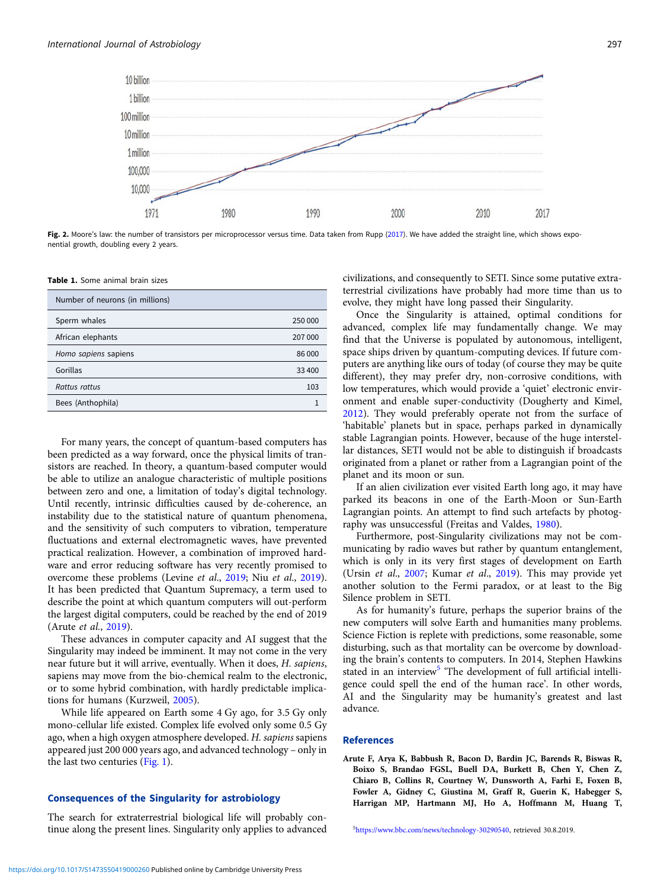Fig. 2. Moore's law: the number of transistors per microprocessor versus time. Data taken from Rupp (2017). We have added the straight line, which shows exponential growth, doubling every 2 years.

**Table 1.** Some animal brain sizes

| Number of neurons (in millions) | |
|---|---|
| Sperm whales | 250 000 |
| African elephants | 207 000 |
| *Homo sapiens* sapiens | 86 000 |
| Gorillas | 33 400 |
| *Rattus rattus* | 103 |
| Bees (Anthophila) | 1 |

For many years, the concept of quantum-based computers has been predicted as a way forward, once the physical limits of transistors are reached. In theory, a quantum-based computer would be able to utilize an analogue characteristic of multiple positions between zero and one, a limitation of today's digital technology. Until recently, intrinsic difficulties caused by de-coherence, an instability due to the statistical nature of quantum phenomena, and the sensitivity of such computers to vibration, temperature fluctuations and external electromagnetic waves, have prevented practical realization. However, a combination of improved hardware and error reducing software has very recently promised to overcome these problems (Levine *et al*., 2019; Niu *et al*., 2019). It has been predicted that Quantum Supremacy, a term used to describe the point at which quantum computers will out-perform the largest digital computers, could be reached by the end of 2019 (Arute *et al*., 2019).

These advances in computer capacity and AI suggest that the Singularity may indeed be imminent. It may not come in the very near future but it will arrive, eventually. When it does, *H. sapiens*, sapiens may move from the bio-chemical realm to the electronic, or to some hybrid combination, with hardly predictable implications for humans (Kurzweil, 2005).

While life appeared on Earth some 4 Gy ago, for 3.5 Gy only mono-cellular life existed. Complex life evolved only some 0.5 Gy ago, when a high oxygen atmosphere developed. *H. sapiens* sapiens appeared just 200 000 years ago, and advanced technology – only in the last two centuries (Fig. 1).

## Consequences of the Singularity for astrobiology

The search for extraterrestrial biological life will probably continue along the present lines. Singularity only applies to advanced civilizations, and consequently to SETI. Since some putative extraterrestrial civilizations have probably had more time than us to evolve, they might have long passed their Singularity.

Once the Singularity is attained, optimal conditions for advanced, complex life may fundamentally change. We may find that the Universe is populated by autonomous, intelligent, space ships driven by quantum-computing devices. If future computers are anything like ours of today (of course they may be quite different), they may prefer dry, non-corrosive conditions, with low temperatures, which would provide a 'quiet' electronic environment and enable super-conductivity (Dougherty and Kimel, 2012). They would preferably operate not from the surface of 'habitable' planets but in space, perhaps parked in dynamically stable Lagrangian points. However, because of the huge interstellar distances, SETI would not be able to distinguish if broadcasts originated from a planet or rather from a Lagrangian point of the planet and its moon or sun.

If an alien civilization ever visited Earth long ago, it may have parked its beacons in one of the Earth-Moon or Sun-Earth Lagrangian points. An attempt to find such artefacts by photography was unsuccessful (Freitas and Valdes, 1980).

Furthermore, post-Singularity civilizations may not be communicating by radio waves but rather by quantum entanglement, which is only in its very first stages of development on Earth (Ursin *et al*., 2007; Kumar *et al*., 2019). This may provide yet another solution to the Fermi paradox, or at least to the Big Silence problem in SETI.

As for humanity's future, perhaps the superior brains of the new computers will solve Earth and humanities many problems. Science Fiction is replete with predictions, some reasonable, some disturbing, such as that mortality can be overcome by downloading the brain's contents to computers. In 2014, Stephen Hawkins stated in an interview[5] 'The development of full artificial intelligence could spell the end of the human race'. In other words, AI and the Singularity may be humanity's greatest and last advance.

## References

**Arute F, Arya K, Babbush R, Bacon D, Bardin JC, Barends R, Biswas R, Boixo S, Brandao FGSL, Buell DA, Burkett B, Chen Y, Chen Z, Chiaro B, Collins R, Courtney W, Dunsworth A, Farhi E, Foxen B, Fowler A, Gidney C, Giustina M, Graff R, Guerin K, Habegger S, Harrigan MP, Hartmann MJ, Ho A, Hoffmann M, Huang T,**

[5] https://www.bbc.com/news/technology-30290540, retrieved 30.8.2019.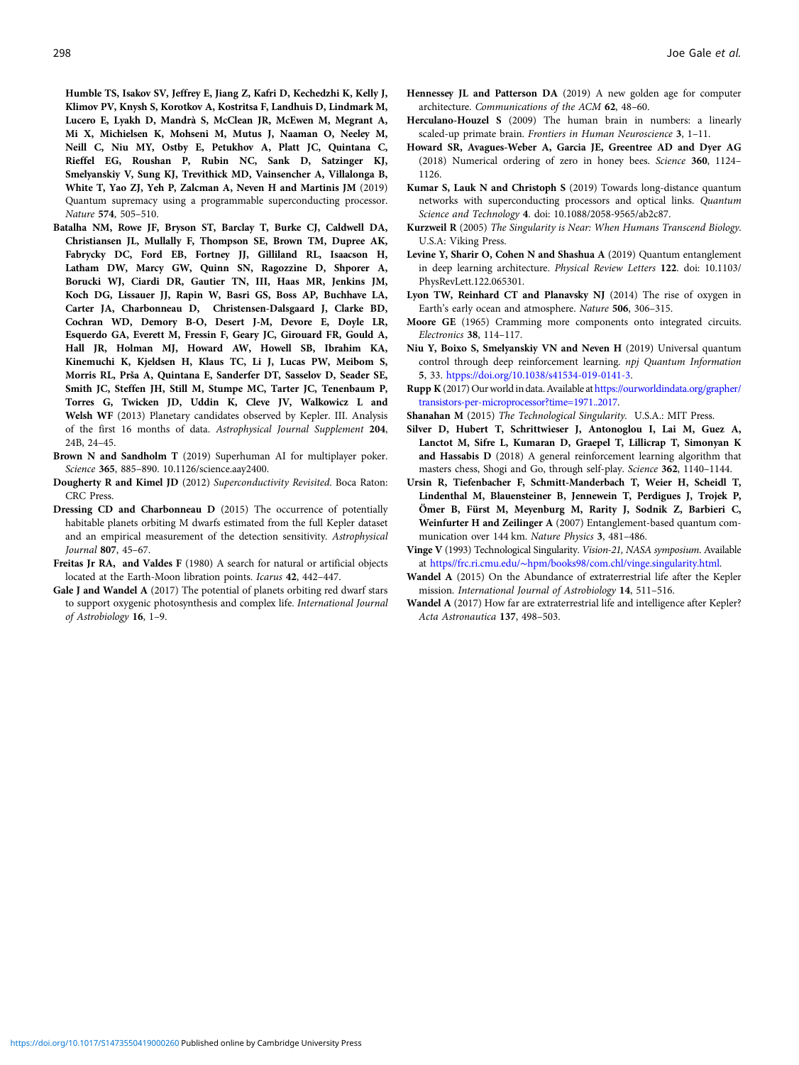Humble TS, Isakov SV, Jeffrey E, Jiang Z, Kafri D, Kechedzhi K, Kelly J, Klimov PV, Knysh S, Korotkov A, Kostritsa F, Landhuis D, Lindmark M, Lucero E, Lyakh D, Mandrà S, McClean JR, McEwen M, Megrant A, Mi X, Michielsen K, Mohseni M, Mutus J, Naaman O, Neeley M, Neill C, Niu MY, Ostby E, Petukhov A, Platt JC, Quintana C, Rieffel EG, Roushan P, Rubin NC, Sank D, Satzinger KJ, Smelyanskiy V, Sung KJ, Trevithick MD, Vainsencher A, Villalonga B, White T, Yao ZJ, Yeh P, Zalcman A, Neven H and Martinis JM** (2019) Quantum supremacy using a programmable superconducting processor. *Nature* **574**, 505–510.

**Batalha NM, Rowe JF, Bryson ST, Barclay T, Burke CJ, Caldwell DA, Christiansen JL, Mullally F, Thompson SE, Brown TM, Dupree AK, Fabrycky DC, Ford EB, Fortney JJ, Gilliland RL, Isaacson H, Latham DW, Marcy GW, Quinn SN, Ragozzine D, Shporer A, Borucki WJ, Ciardi DR, Gautier TN, III, Haas MR, Jenkins JM, Koch DG, Lissauer JJ, Rapin W, Basri GS, Boss AP, Buchhave LA, Carter JA, Charbonneau D, Christensen-Dalsgaard J, Clarke BD, Cochran WD, Demory B-O, Desert J-M, Devore E, Doyle LR, Esquerdo GA, Everett M, Fressin F, Geary JC, Girouard FR, Gould A, Hall JR, Holman MJ, Howard AW, Howell SB, Ibrahim KA, Kinemuchi K, Kjeldsen H, Klaus TC, Li J, Lucas PW, Meibom S, Morris RL, Prša A, Quintana E, Sanderfer DT, Sasselov D, Seader SE, Smith JC, Steffen JH, Still M, Stumpe MC, Tarter JC, Tenenbaum P, Torres G, Twicken JD, Uddin K, Cleve JV, Walkowicz L and Welsh WF** (2013) Planetary candidates observed by Kepler. III. Analysis of the first 16 months of data. *Astrophysical Journal Supplement* **204**, 24B, 24–45.

**Brown N and Sandholm T** (2019) Superhuman AI for multiplayer poker. *Science* **365**, 885–890. 10.1126/science.aay2400.

**Dougherty R and Kimel JD** (2012) *Superconductivity Revisited*. Boca Raton: CRC Press.

**Dressing CD and Charbonneau D** (2015) The occurrence of potentially habitable planets orbiting M dwarfs estimated from the full Kepler dataset and an empirical measurement of the detection sensitivity. *Astrophysical Journal* **807**, 45–67.

**Freitas Jr RA, and Valdes F** (1980) A search for natural or artificial objects located at the Earth-Moon libration points. *Icarus* **42**, 442–447.

**Gale J and Wandel A** (2017) The potential of planets orbiting red dwarf stars to support oxygenic photosynthesis and complex life. *International Journal of Astrobiology* **16**, 1–9.

**Hennessey JL and Patterson DA** (2019) A new golden age for computer architecture. *Communications of the ACM* **62**, 48–60.

**Herculano-Houzel S** (2009) The human brain in numbers: a linearly scaled-up primate brain. *Frontiers in Human Neuroscience* **3**, 1–11.

**Howard SR, Avagues-Weber A, Garcia JE, Greentree AD and Dyer AG** (2018) Numerical ordering of zero in honey bees. *Science* **360**, 1124–1126.

**Kumar S, Lauk N and Christoph S** (2019) Towards long-distance quantum networks with superconducting processors and optical links. *Quantum Science and Technology* **4**. doi: 10.1088/2058-9565/ab2c87.

**Kurzweil R** (2005) *The Singularity is Near: When Humans Transcend Biology*. U.S.A: Viking Press.

**Levine Y, Sharir O, Cohen N and Shashua A** (2019) Quantum entanglement in deep learning architecture. *Physical Review Letters* **122**. doi: 10.1103/PhysRevLett.122.065301.

**Lyon TW, Reinhard CT and Planavsky NJ** (2014) The rise of oxygen in Earth's early ocean and atmosphere. *Nature* **506**, 306–315.

**Moore GE** (1965) Cramming more components onto integrated circuits. *Electronics* **38**, 114–117.

**Niu Y, Boixo S, Smelyanskiy VN and Neven H** (2019) Universal quantum control through deep reinforcement learning. *npj Quantum Information* **5**, 33. https://doi.org/10.1038/s41534-019-0141-3.

**Rupp K** (2017) Our world in data. Available at https://ourworldindata.org/grapher/transistors-per-microprocessor?time=1971..2017.

**Shanahan M** (2015) *The Technological Singularity*. U.S.A.: MIT Press.

**Silver D, Hubert T, Schrittwieser J, Antonoglou I, Lai M, Guez A, Lanctot M, Sifre L, Kumaran D, Graepel T, Lillicrap T, Simonyan K and Hassabis D** (2018) A general reinforcement learning algorithm that masters chess, Shogi and Go, through self-play. *Science* **362**, 1140–1144.

**Ursin R, Tiefenbacher F, Schmitt-Manderbach T, Weier H, Scheidl T, Lindenthal M, Blauensteiner B, Jennewein T, Perdigues J, Trojek P, Ömer B, Fürst M, Meyenburg M, Rarity J, Sodnik Z, Barbieri C, Weinfurter H and Zeilinger A** (2007) Entanglement-based quantum communication over 144 km. *Nature Physics* **3**, 481–486.

**Vinge V** (1993) Technological Singularity. *Vision-21, NASA symposium*. Available at https//frc.ri.cmu.edu/~hpm/books98/com.chl/vinge.singularity.html.

**Wandel A** (2015) On the Abundance of extraterrestrial life after the Kepler mission. *International Journal of Astrobiology* **14**, 511–516.

**Wandel A** (2017) How far are extraterrestrial life and intelligence after Kepler? *Acta Astronautica* **137**, 498–503.